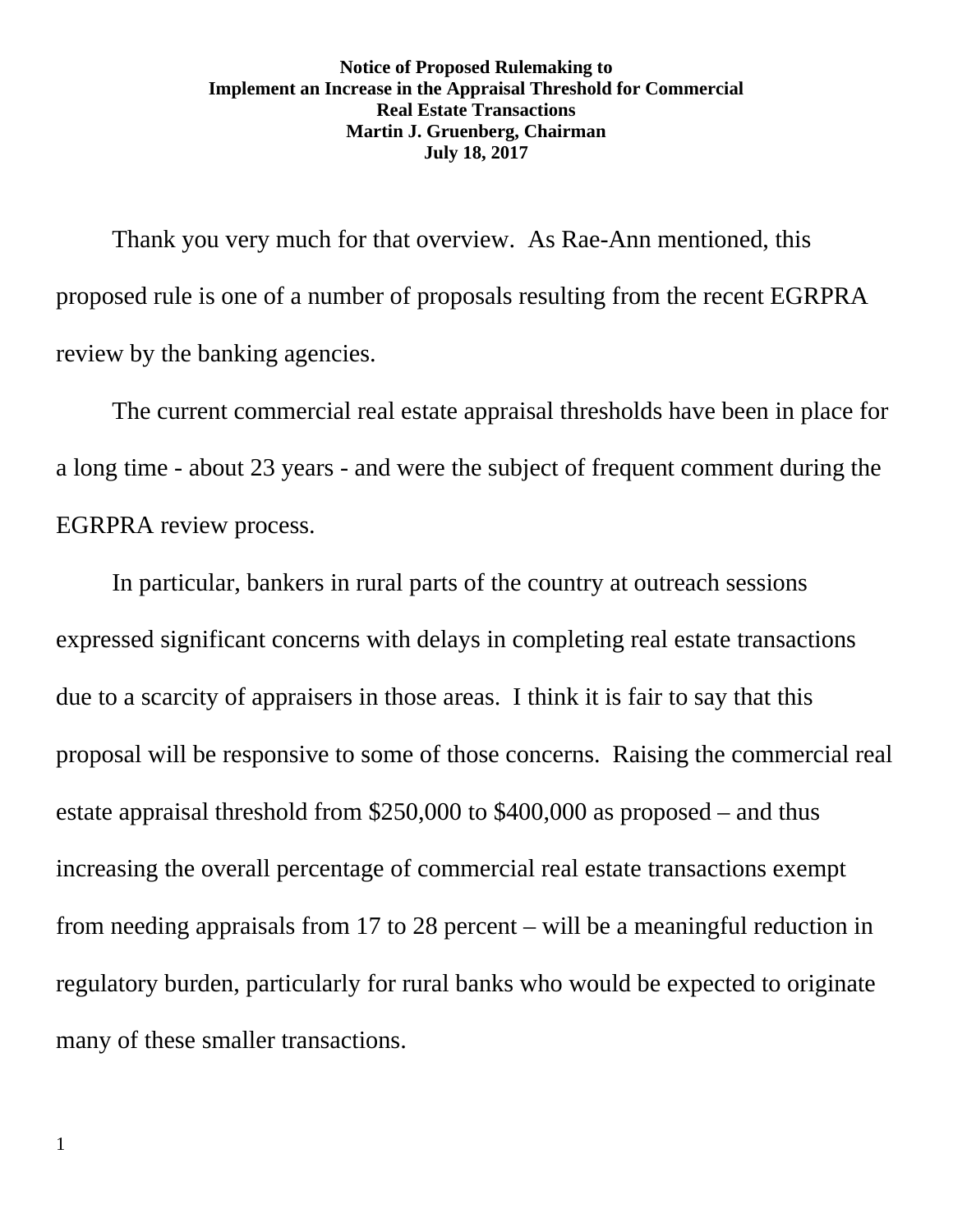**Notice of Proposed Rulemaking to Implement an Increase in the Appraisal Threshold for Commercial Real Estate Transactions**
**Martin J. Gruenberg, Chairman**
**July 18, 2017**

Thank you very much for that overview. As Rae-Ann mentioned, this proposed rule is one of a number of proposals resulting from the recent EGRPRA review by the banking agencies.

The current commercial real estate appraisal thresholds have been in place for a long time - about 23 years - and were the subject of frequent comment during the EGRPRA review process.

In particular, bankers in rural parts of the country at outreach sessions expressed significant concerns with delays in completing real estate transactions due to a scarcity of appraisers in those areas. I think it is fair to say that this proposal will be responsive to some of those concerns. Raising the commercial real estate appraisal threshold from $250,000 to $400,000 as proposed – and thus increasing the overall percentage of commercial real estate transactions exempt from needing appraisals from 17 to 28 percent – will be a meaningful reduction in regulatory burden, particularly for rural banks who would be expected to originate many of these smaller transactions.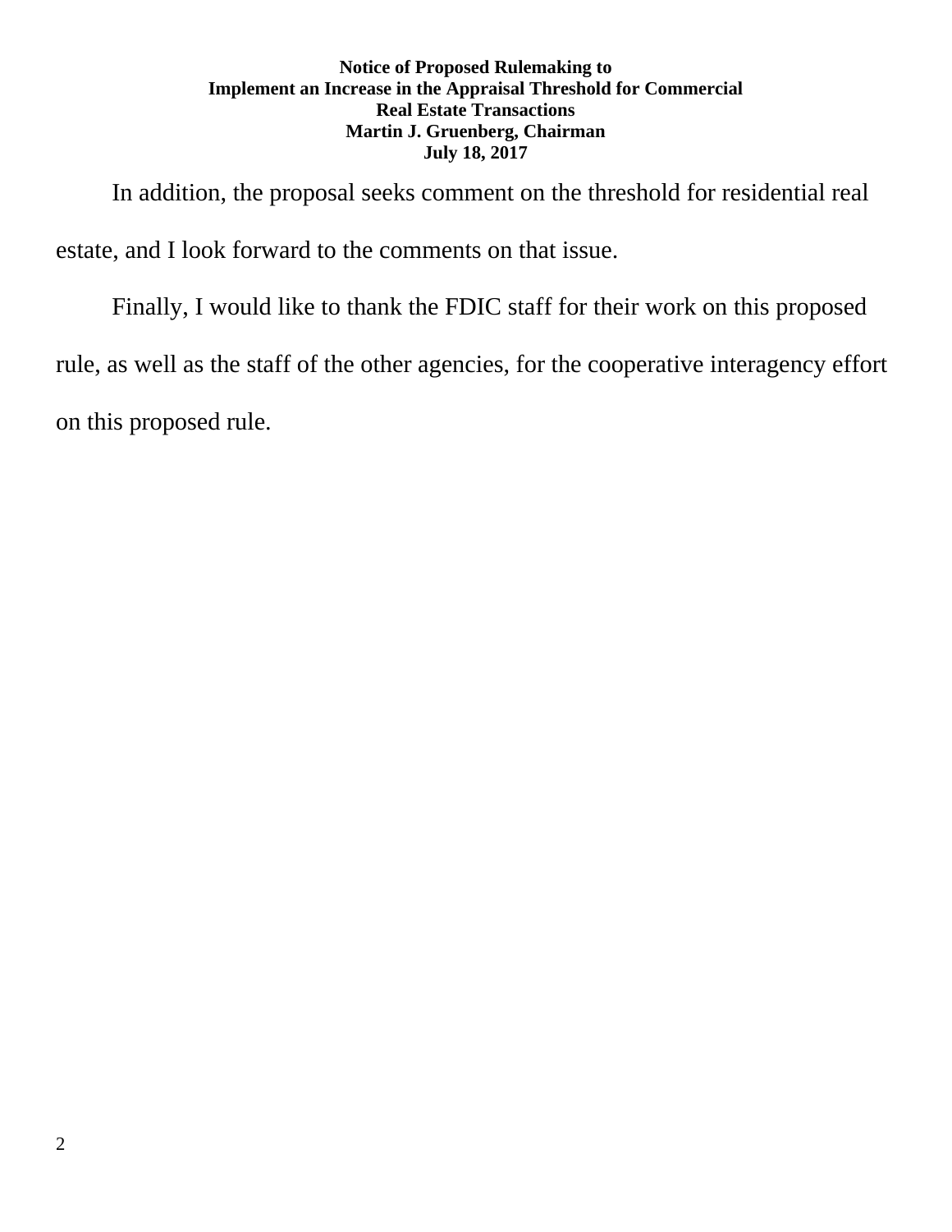In addition, the proposal seeks comment on the threshold for residential real estate, and I look forward to the comments on that issue.

Finally, I would like to thank the FDIC staff for their work on this proposed rule, as well as the staff of the other agencies, for the cooperative interagency effort on this proposed rule.